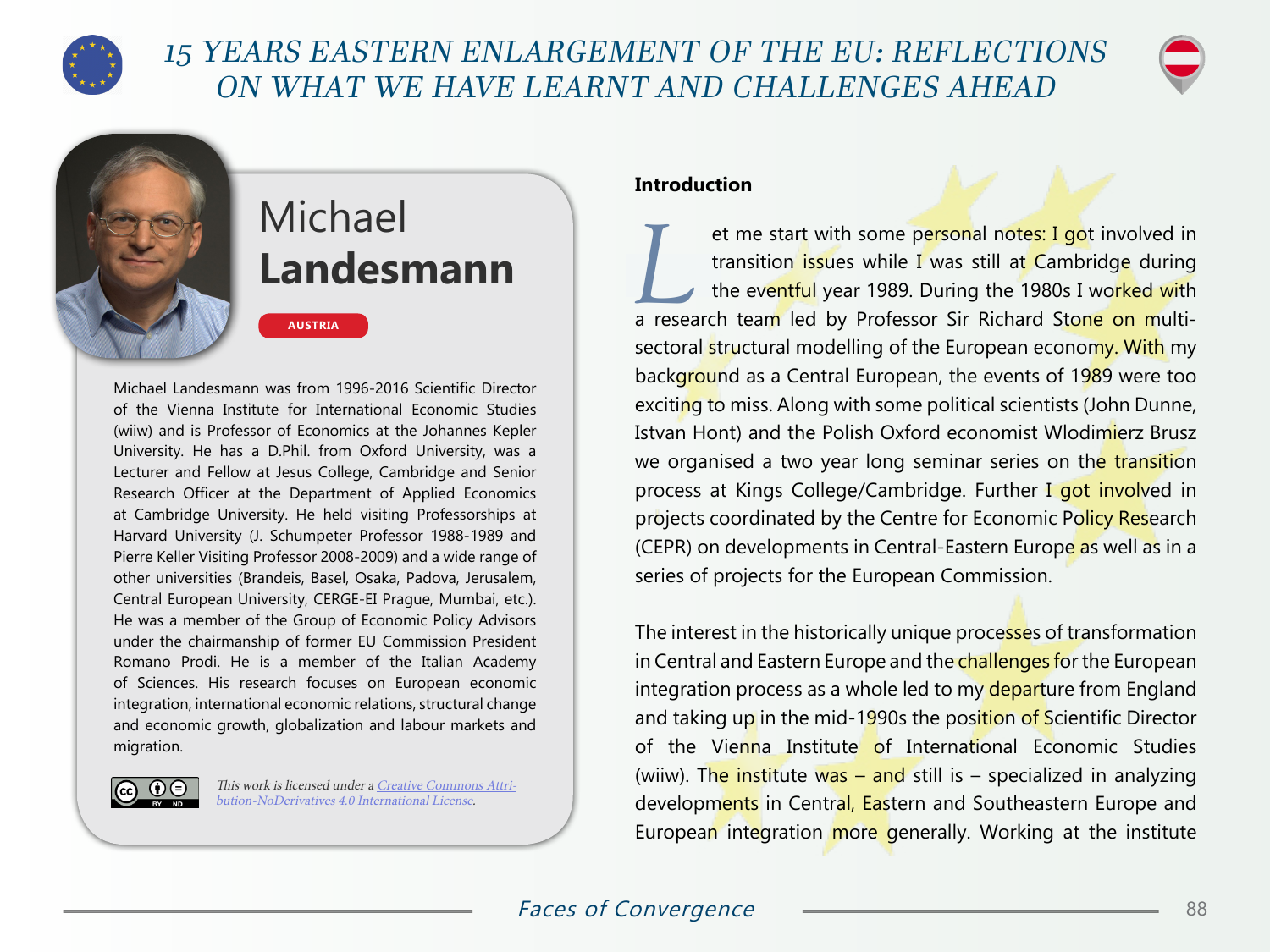# 15 YEARS EASTERN ENLARGEMENT OF THE EU: REFLECTIONS ON WHAT WE HAVE LEARNT AND CHALLENGES AHEAD

## Michael **Landesmann**

AUSTRIA

Michael Landesmann was from 1996-2016 Scientific Director of the Vienna Institute for International Economic Studies (wiiw) and is Professor of Economics at the Johannes Kepler University. He has a D.Phil. from Oxford University, was a Lecturer and Fellow at Jesus College, Cambridge and Senior Research Officer at the Department of Applied Economics at Cambridge University. He held visiting Professorships at Harvard University (J. Schumpeter Professor 1988-1989 and Pierre Keller Visiting Professor 2008-2009) and a wide range of other universities (Brandeis, Basel, Osaka, Padova, Jerusalem, Central European University, CERGE-EI Prague, Mumbai, etc.). He was a member of the Group of Economic Policy Advisors under the chairmanship of former EU Commission President Romano Prodi. He is a member of the Italian Academy of Sciences. His research focuses on European economic integration, international economic relations, structural change and economic growth, globalization and labour markets and migration.

*This work is licensed under a [Creative Commons Attribution-NoDerivatives 4.0 International License](https://creativecommons.org/licenses/by-nd/4.0/).*

### Introduction

Let me start with some personal notes: I got involved in transition issues while I was still at Cambridge during the eventful year 1989. During the 1980s I worked with a research team led by Professor Sir Richard Stone on multi-sectoral structural modelling of the European economy. With my background as a Central European, the events of 1989 were too exciting to miss. Along with some political scientists (John Dunne, Istvan Hont) and the Polish Oxford economist Wlodimierz Brusz we organised a two year long seminar series on the transition process at Kings College/Cambridge. Further I got involved in projects coordinated by the Centre for Economic Policy Research (CEPR) on developments in Central-Eastern Europe as well as in a series of projects for the European Commission.

The interest in the historically unique processes of transformation in Central and Eastern Europe and the challenges for the European integration process as a whole led to my departure from England and taking up in the mid-1990s the position of Scientific Director of the Vienna Institute of International Economic Studies (wiiw). The institute was – and still is – specialized in analyzing developments in Central, Eastern and Southeastern Europe and European integration more generally. Working at the institute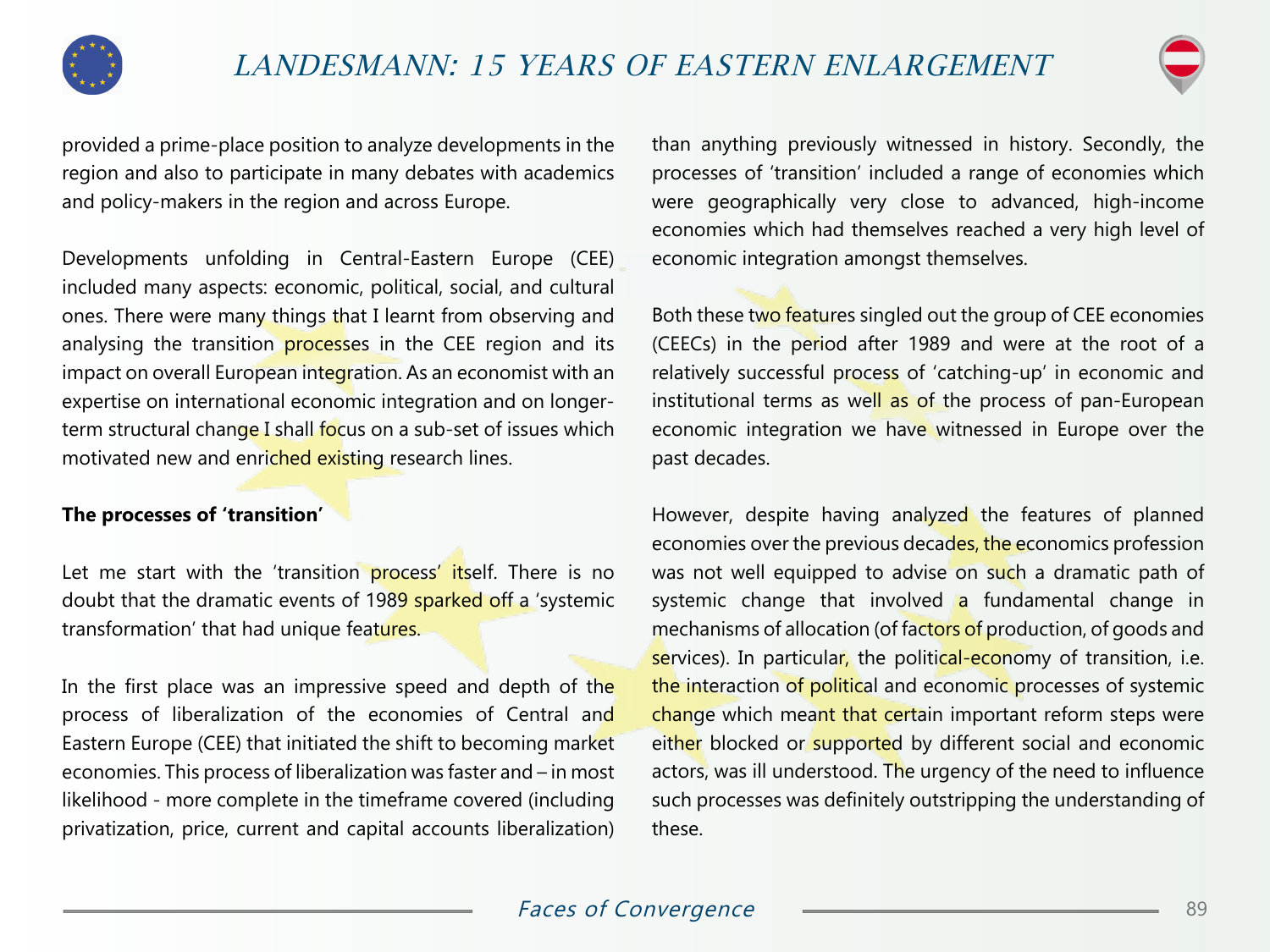provided a prime-place position to analyze developments in the region and also to participate in many debates with academics and policy-makers in the region and across Europe.

Developments unfolding in Central-Eastern Europe (CEE) included many aspects: economic, political, social, and cultural ones. There were many things that I learnt from observing and analysing the transition processes in the CEE region and its impact on overall European integration. As an economist with an expertise on international economic integration and on longer-term structural change I shall focus on a sub-set of issues which motivated new and enriched existing research lines.

**The processes of 'transition'**

Let me start with the 'transition process' itself. There is no doubt that the dramatic events of 1989 sparked off a 'systemic transformation' that had unique features.

In the first place was an impressive speed and depth of the process of liberalization of the economies of Central and Eastern Europe (CEE) that initiated the shift to becoming market economies. This process of liberalization was faster and – in most likelihood - more complete in the timeframe covered (including privatization, price, current and capital accounts liberalization) than anything previously witnessed in history. Secondly, the processes of 'transition' included a range of economies which were geographically very close to advanced, high-income economies which had themselves reached a very high level of economic integration amongst themselves.

Both these two features singled out the group of CEE economies (CEECs) in the period after 1989 and were at the root of a relatively successful process of 'catching-up' in economic and institutional terms as well as of the process of pan-European economic integration we have witnessed in Europe over the past decades.

However, despite having analyzed the features of planned economies over the previous decades, the economics profession was not well equipped to advise on such a dramatic path of systemic change that involved a fundamental change in mechanisms of allocation (of factors of production, of goods and services). In particular, the political-economy of transition, i.e. the interaction of political and economic processes of systemic change which meant that certain important reform steps were either blocked or supported by different social and economic actors, was ill understood. The urgency of the need to influence such processes was definitely outstripping the understanding of these.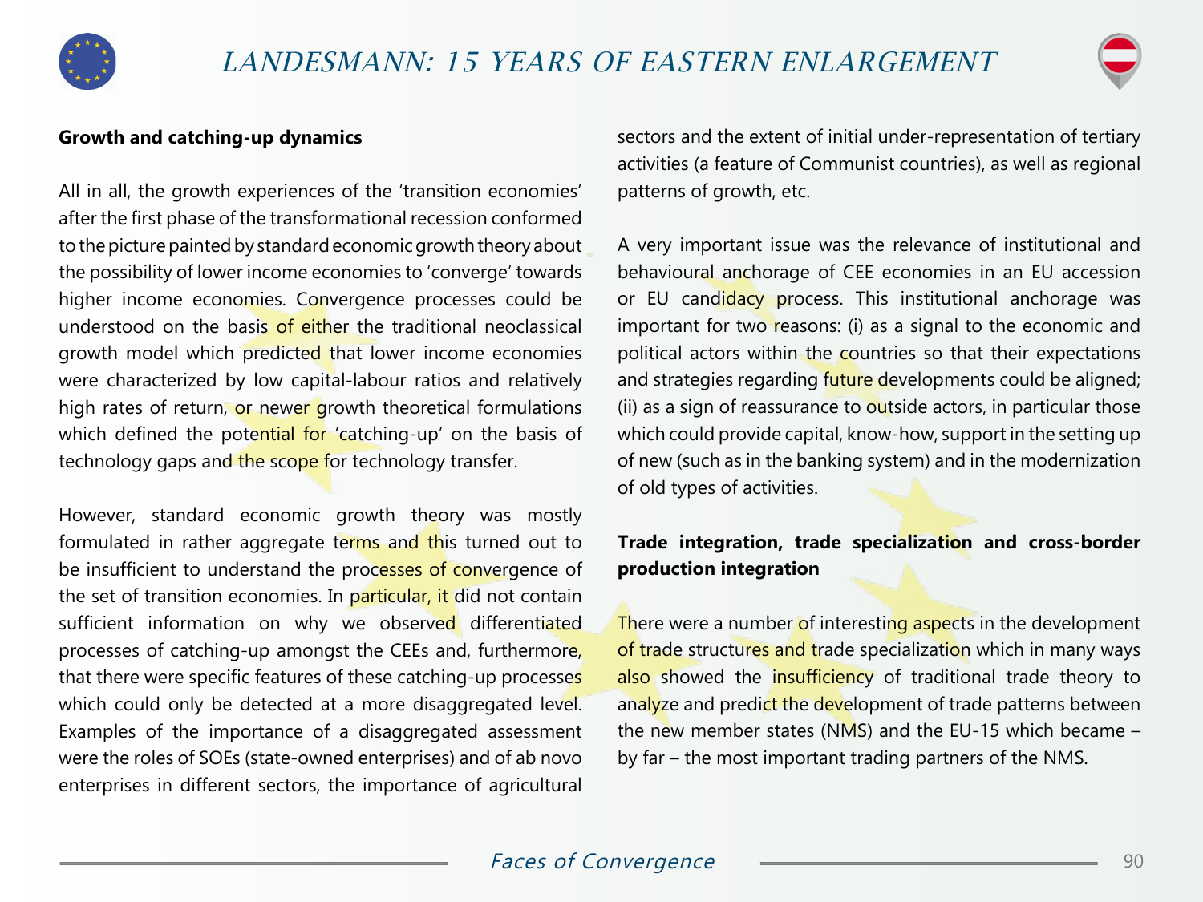### Growth and catching-up dynamics

All in all, the growth experiences of the 'transition economies' after the first phase of the transformational recession conformed to the picture painted by standard economic growth theory about the possibility of lower income economies to 'converge' towards higher income economies. Convergence processes could be understood on the basis of either the traditional neoclassical growth model which predicted that lower income economies were characterized by low capital-labour ratios and relatively high rates of return, or newer growth theoretical formulations which defined the potential for 'catching-up' on the basis of technology gaps and the scope for technology transfer.

However, standard economic growth theory was mostly formulated in rather aggregate terms and this turned out to be insufficient to understand the processes of convergence of the set of transition economies. In particular, it did not contain sufficient information on why we observed differentiated processes of catching-up amongst the CEEs and, furthermore, that there were specific features of these catching-up processes which could only be detected at a more disaggregated level. Examples of the importance of a disaggregated assessment were the roles of SOEs (state-owned enterprises) and of ab novo enterprises in different sectors, the importance of agricultural sectors and the extent of initial under-representation of tertiary activities (a feature of Communist countries), as well as regional patterns of growth, etc.

A very important issue was the relevance of institutional and behavioural anchorage of CEE economies in an EU accession or EU candidacy process. This institutional anchorage was important for two reasons: (i) as a signal to the economic and political actors within the countries so that their expectations and strategies regarding future developments could be aligned; (ii) as a sign of reassurance to outside actors, in particular those which could provide capital, know-how, support in the setting up of new (such as in the banking system) and in the modernization of old types of activities.

### Trade integration, trade specialization and cross-border production integration

There were a number of interesting aspects in the development of trade structures and trade specialization which in many ways also showed the insufficiency of traditional trade theory to analyze and predict the development of trade patterns between the new member states (NMS) and the EU-15 which became – by far – the most important trading partners of the NMS.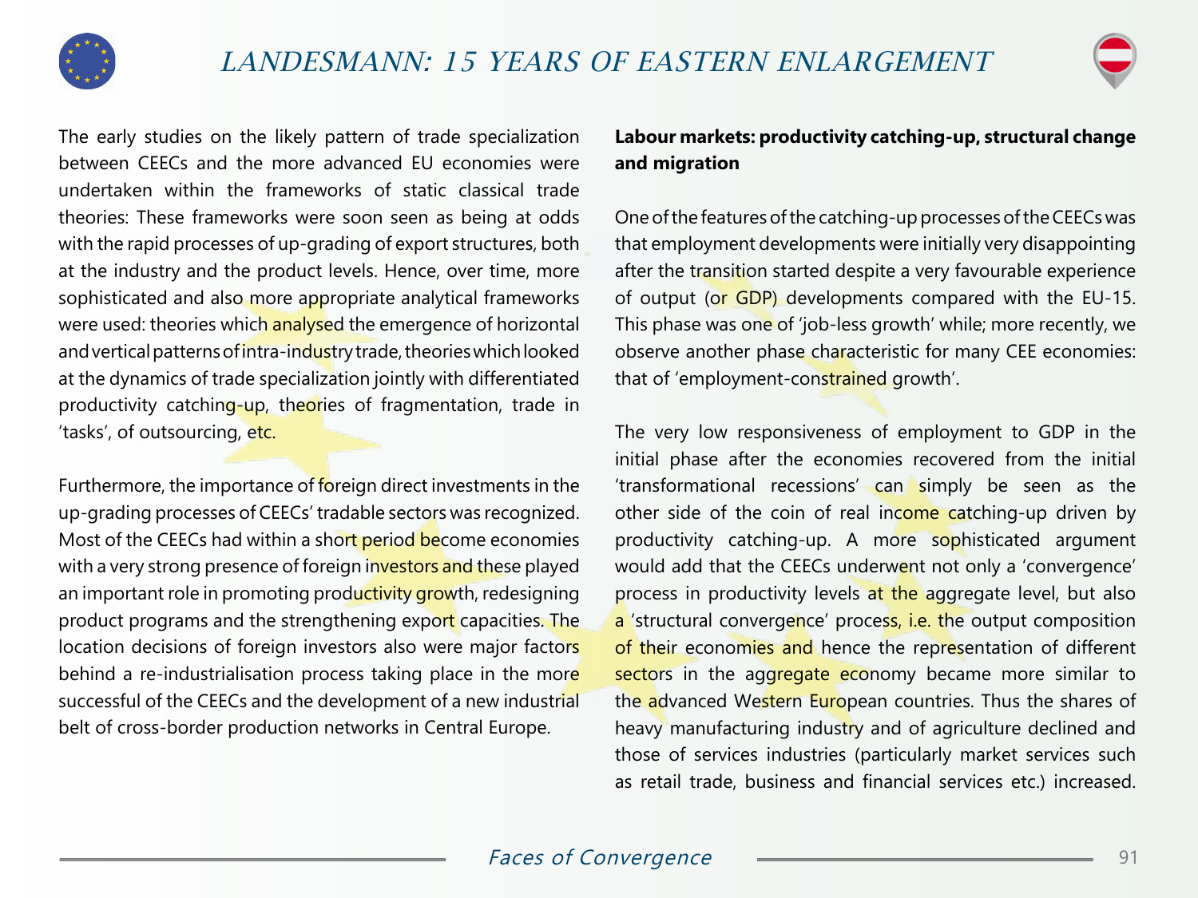The early studies on the likely pattern of trade specialization between CEECs and the more advanced EU economies were undertaken within the frameworks of static classical trade theories: These frameworks were soon seen as being at odds with the rapid processes of up-grading of export structures, both at the industry and the product levels. Hence, over time, more sophisticated and also more appropriate analytical frameworks were used: theories which analysed the emergence of horizontal and vertical patterns of intra-industry trade, theories which looked at the dynamics of trade specialization jointly with differentiated productivity catching-up, theories of fragmentation, trade in 'tasks', of outsourcing, etc.

Furthermore, the importance of foreign direct investments in the up-grading processes of CEECs' tradable sectors was recognized. Most of the CEECs had within a short period become economies with a very strong presence of foreign investors and these played an important role in promoting productivity growth, redesigning product programs and the strengthening export capacities. The location decisions of foreign investors also were major factors behind a re-industrialisation process taking place in the more successful of the CEECs and the development of a new industrial belt of cross-border production networks in Central Europe.

**Labour markets: productivity catching-up, structural change and migration**

One of the features of the catching-up processes of the CEECs was that employment developments were initially very disappointing after the transition started despite a very favourable experience of output (or GDP) developments compared with the EU-15. This phase was one of 'job-less growth' while; more recently, we observe another phase characteristic for many CEE economies: that of 'employment-constrained growth'.

The very low responsiveness of employment to GDP in the initial phase after the economies recovered from the initial 'transformational recessions' can simply be seen as the other side of the coin of real income catching-up driven by productivity catching-up. A more sophisticated argument would add that the CEECs underwent not only a 'convergence' process in productivity levels at the aggregate level, but also a 'structural convergence' process, i.e. the output composition of their economies and hence the representation of different sectors in the aggregate economy became more similar to the advanced Western European countries. Thus the shares of heavy manufacturing industry and of agriculture declined and those of services industries (particularly market services such as retail trade, business and financial services etc.) increased.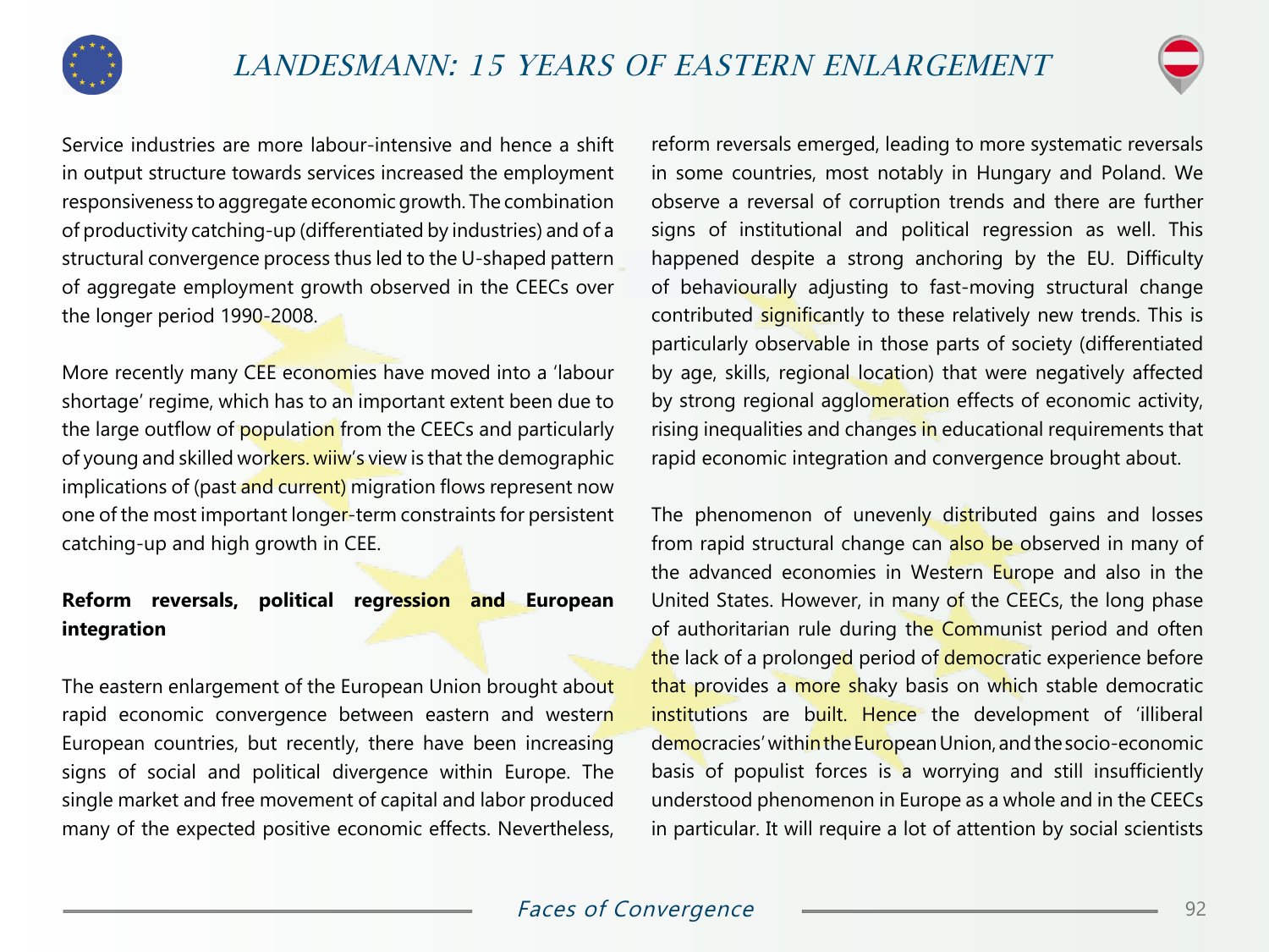Service industries are more labour-intensive and hence a shift in output structure towards services increased the employment responsiveness to aggregate economic growth. The combination of productivity catching-up (differentiated by industries) and of a structural convergence process thus led to the U-shaped pattern of aggregate employment growth observed in the CEECs over the longer period 1990-2008.

More recently many CEE economies have moved into a 'labour shortage' regime, which has to an important extent been due to the large outflow of population from the CEECs and particularly of young and skilled workers. wiiw's view is that the demographic implications of (past and current) migration flows represent now one of the most important longer-term constraints for persistent catching-up and high growth in CEE.

**Reform reversals, political regression and European integration**

The eastern enlargement of the European Union brought about rapid economic convergence between eastern and western European countries, but recently, there have been increasing signs of social and political divergence within Europe. The single market and free movement of capital and labor produced many of the expected positive economic effects. Nevertheless, reform reversals emerged, leading to more systematic reversals in some countries, most notably in Hungary and Poland. We observe a reversal of corruption trends and there are further signs of institutional and political regression as well. This happened despite a strong anchoring by the EU. Difficulty of behaviourally adjusting to fast-moving structural change contributed significantly to these relatively new trends. This is particularly observable in those parts of society (differentiated by age, skills, regional location) that were negatively affected by strong regional agglomeration effects of economic activity, rising inequalities and changes in educational requirements that rapid economic integration and convergence brought about.

The phenomenon of unevenly distributed gains and losses from rapid structural change can also be observed in many of the advanced economies in Western Europe and also in the United States. However, in many of the CEECs, the long phase of authoritarian rule during the Communist period and often the lack of a prolonged period of democratic experience before that provides a more shaky basis on which stable democratic institutions are built. Hence the development of 'illiberal democracies' within the European Union, and the socio-economic basis of populist forces is a worrying and still insufficiently understood phenomenon in Europe as a whole and in the CEECs in particular. It will require a lot of attention by social scientists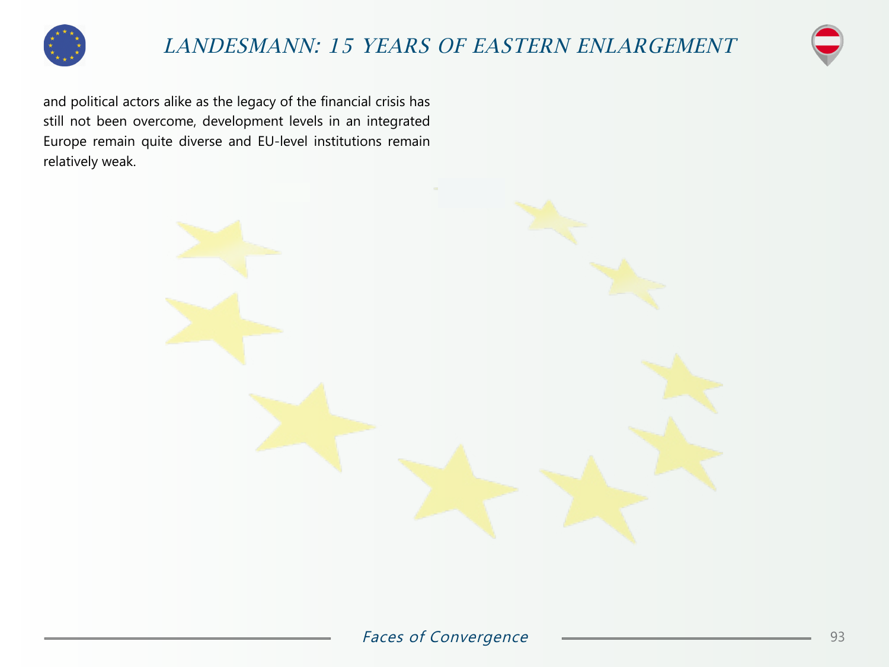and political actors alike as the legacy of the financial crisis has still not been overcome, development levels in an integrated Europe remain quite diverse and EU-level institutions remain relatively weak.